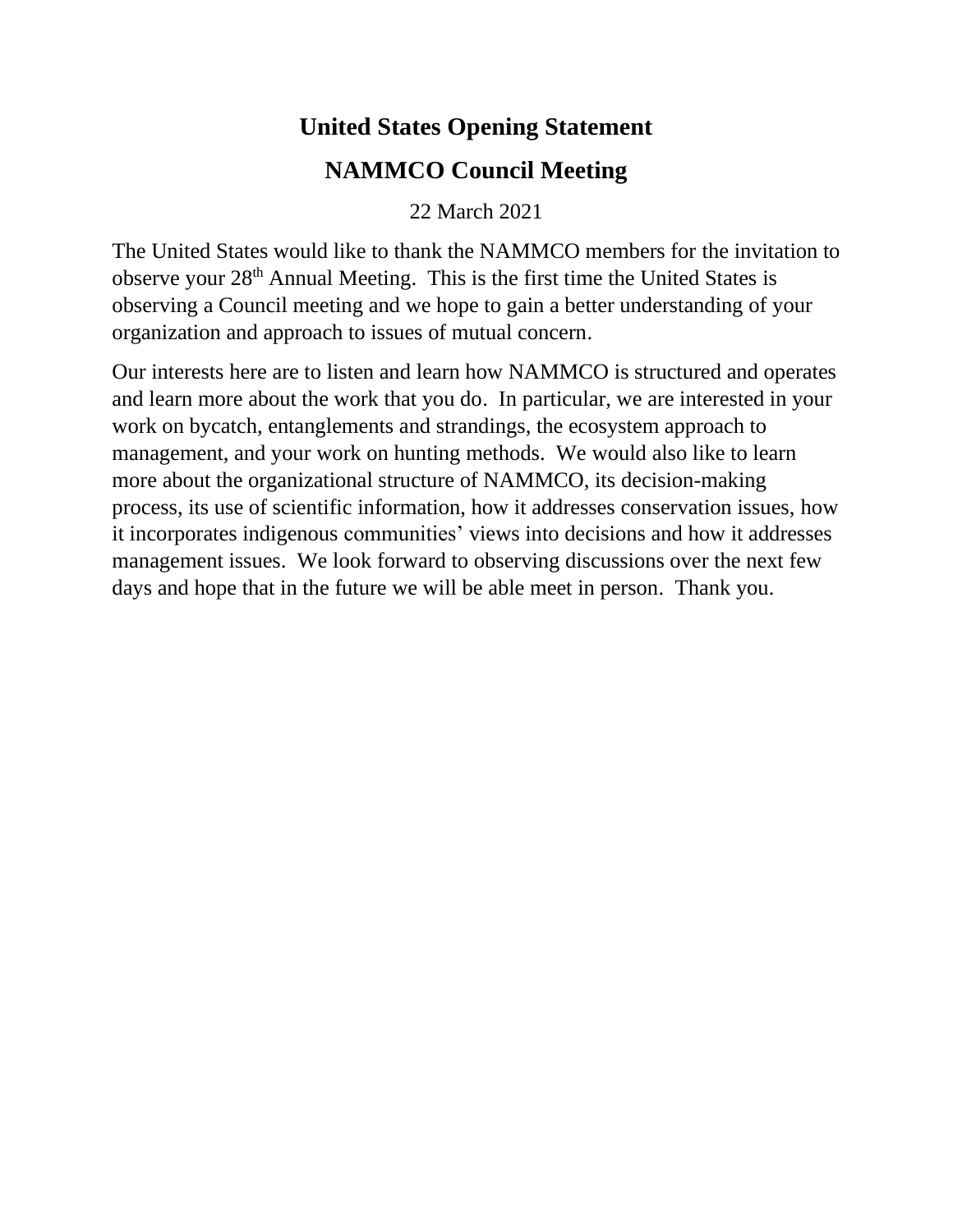# United States Opening Statement

# NAMMCO Council Meeting

22 March 2021

The United States would like to thank the NAMMCO members for the invitation to observe your 28th Annual Meeting. This is the first time the United States is observing a Council meeting and we hope to gain a better understanding of your organization and approach to issues of mutual concern.

Our interests here are to listen and learn how NAMMCO is structured and operates and learn more about the work that you do. In particular, we are interested in your work on bycatch, entanglements and strandings, the ecosystem approach to management, and your work on hunting methods. We would also like to learn more about the organizational structure of NAMMCO, its decision-making process, its use of scientific information, how it addresses conservation issues, how it incorporates indigenous communities' views into decisions and how it addresses management issues. We look forward to observing discussions over the next few days and hope that in the future we will be able meet in person. Thank you.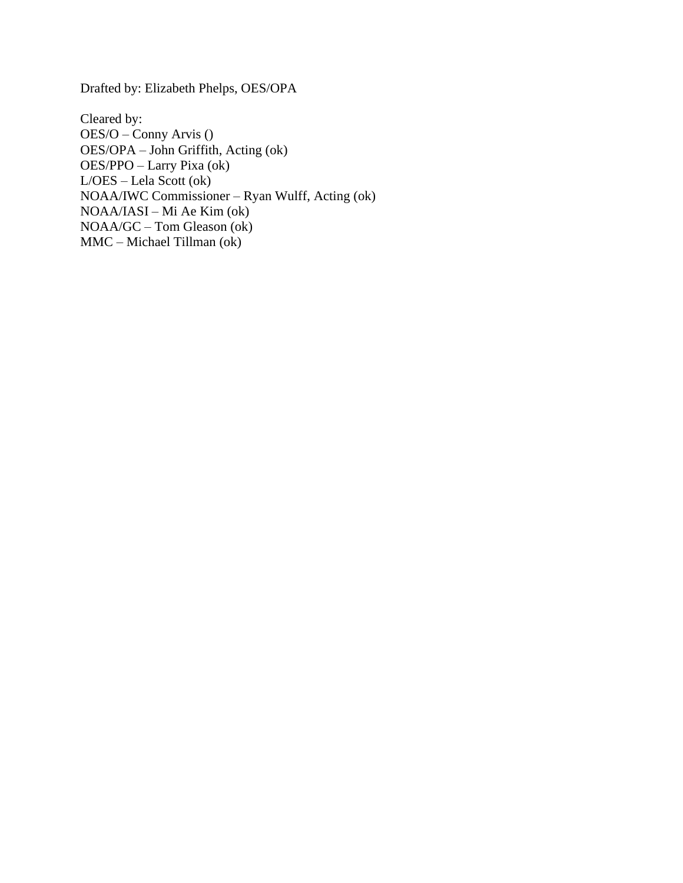Drafted by: Elizabeth Phelps, OES/OPA

Cleared by:
OES/O – Conny Arvis ()
OES/OPA – John Griffith, Acting (ok)
OES/PPO – Larry Pixa (ok)
L/OES – Lela Scott (ok)
NOAA/IWC Commissioner – Ryan Wulff, Acting (ok)
NOAA/IASI – Mi Ae Kim (ok)
NOAA/GC – Tom Gleason (ok)
MMC – Michael Tillman (ok)